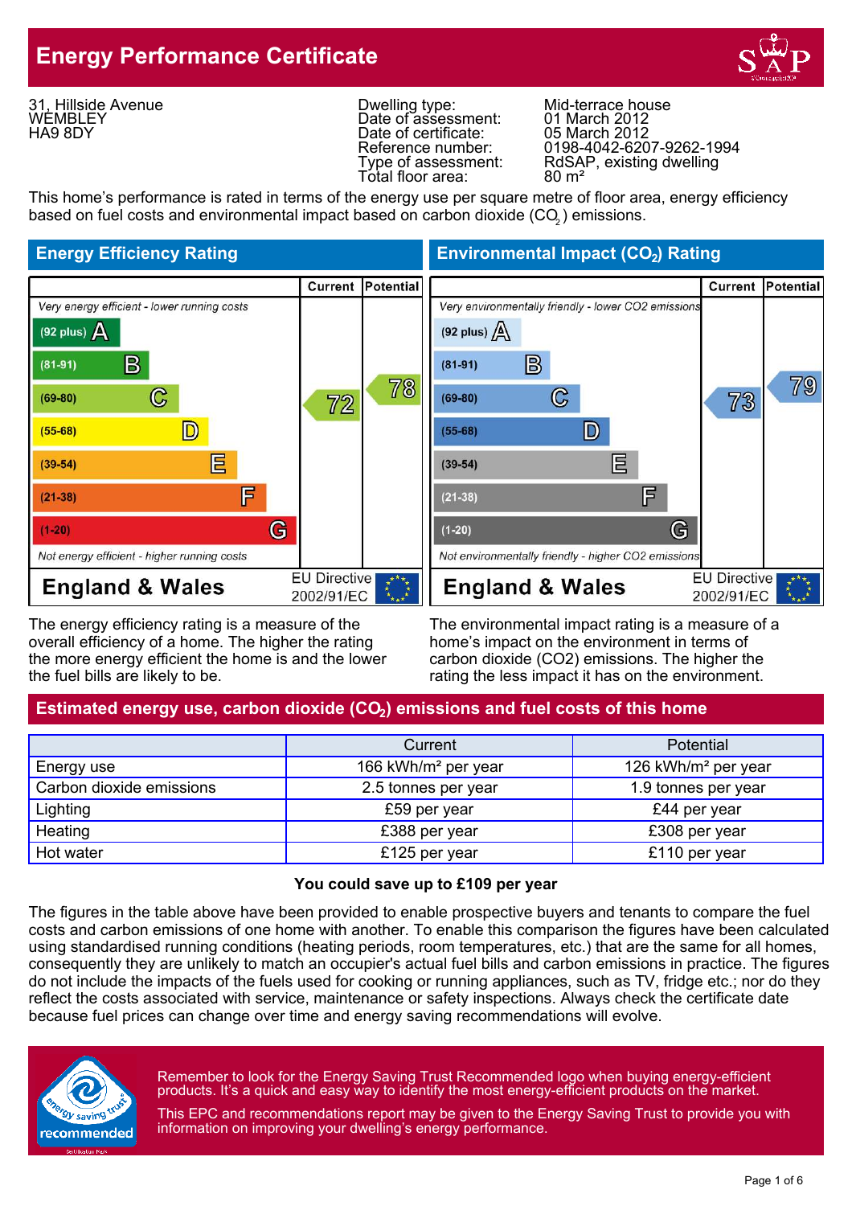# Energy Performance Certificate

31, Hillside Avenue
WEMBLEY
HA9 8DY

| | |
|---|---|
| Dwelling type: | Mid-terrace house |
| Date of assessment: | 01 March 2012 |
| Date of certificate: | 05 March 2012 |
| Reference number: | 0198-4042-6207-9262-1994 |
| Type of assessment: | RdSAP, existing dwelling |
| Total floor area: | 80 m² |

This home's performance is rated in terms of the energy use per square metre of floor area, energy efficiency based on fuel costs and environmental impact based on carbon dioxide ($CO_2$) emissions.

## Energy Efficiency Rating

| | Current | Potential |
|---|---|---|
| *Very energy efficient - lower running costs* | | |
| (92 plus) A | | |
| (81-91) B | | |
| (69-80) C | 72 | 78 |
| (55-68) D | | |
| (39-54) E | | |
| (21-38) F | | |
| (1-20) G | | |
| *Not energy efficient - higher running costs* | | |
| England & Wales — EU Directive 2002/91/EC | | |

The energy efficiency rating is a measure of the overall efficiency of a home. The higher the rating the more energy efficient the home is and the lower the fuel bills are likely to be.

## Environmental Impact ($CO_2$) Rating

| | Current | Potential |
|---|---|---|
| *Very environmentally friendly - lower CO2 emissions* | | |
| (92 plus) A | | |
| (81-91) B | | |
| (69-80) C | 73 | 79 |
| (55-68) D | | |
| (39-54) E | | |
| (21-38) F | | |
| (1-20) G | | |
| *Not environmentally friendly - higher CO2 emissions* | | |
| England & Wales — EU Directive 2002/91/EC | | |

The environmental impact rating is a measure of a home's impact on the environment in terms of carbon dioxide (CO2) emissions. The higher the rating the less impact it has on the environment.

## Estimated energy use, carbon dioxide ($CO_2$) emissions and fuel costs of this home

| | Current | Potential |
|---|---|---|
| Energy use | 166 kWh/m² per year | 126 kWh/m² per year |
| Carbon dioxide emissions | 2.5 tonnes per year | 1.9 tonnes per year |
| Lighting | £59 per year | £44 per year |
| Heating | £388 per year | £308 per year |
| Hot water | £125 per year | £110 per year |

**You could save up to £109 per year**

The figures in the table above have been provided to enable prospective buyers and tenants to compare the fuel costs and carbon emissions of one home with another. To enable this comparison the figures have been calculated using standardised running conditions (heating periods, room temperatures, etc.) that are the same for all homes, consequently they are unlikely to match an occupier's actual fuel bills and carbon emissions in practice. The figures do not include the impacts of the fuels used for cooking or running appliances, such as TV, fridge etc.; nor do they reflect the costs associated with service, maintenance or safety inspections. Always check the certificate date because fuel prices can change over time and energy saving recommendations will evolve.

Remember to look for the Energy Saving Trust Recommended logo when buying energy-efficient products. It's a quick and easy way to identify the most energy-efficient products on the market.

This EPC and recommendations report may be given to the Energy Saving Trust to provide you with information on improving your dwelling's energy performance.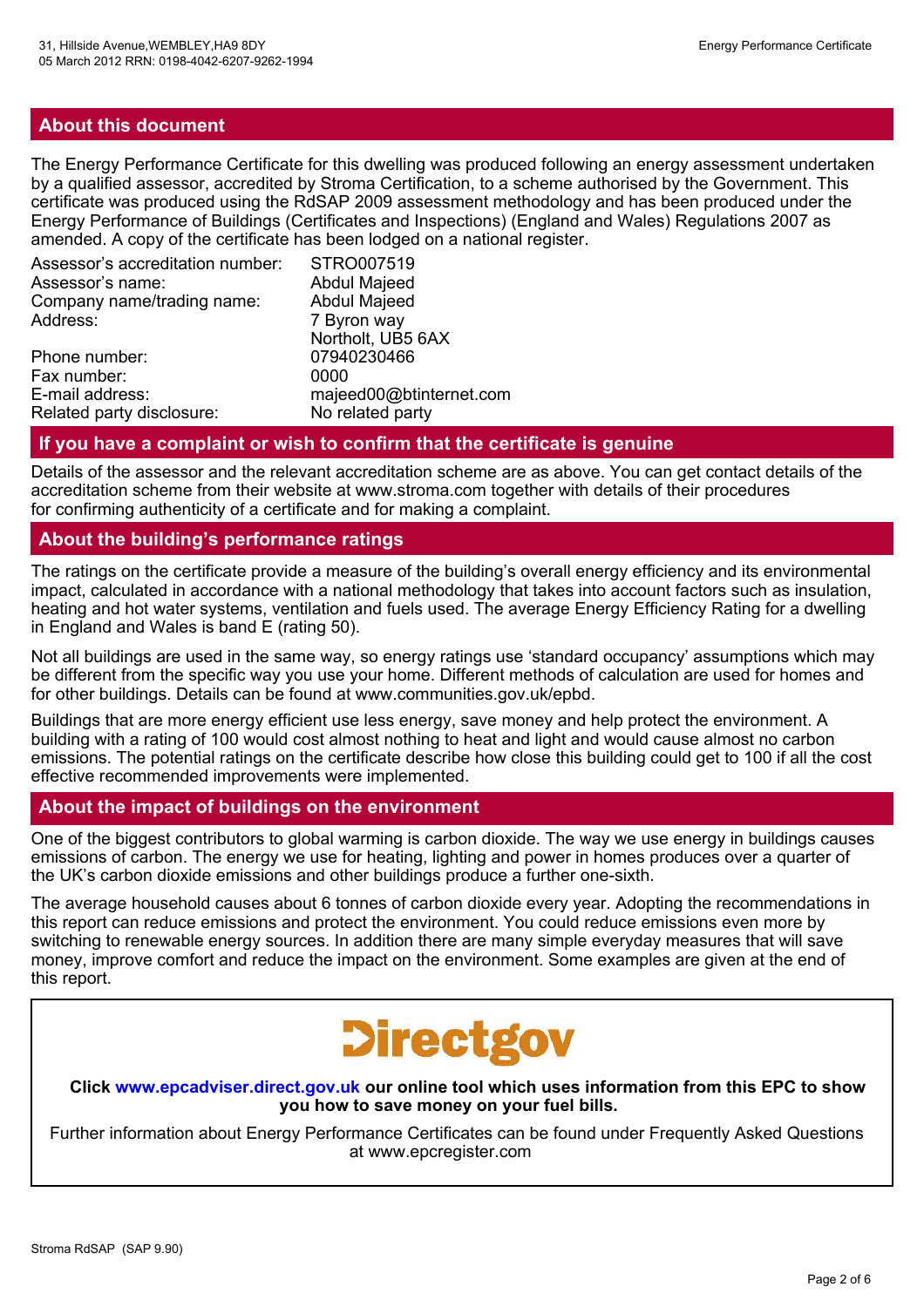## About this document

The Energy Performance Certificate for this dwelling was produced following an energy assessment undertaken by a qualified assessor, accredited by Stroma Certification, to a scheme authorised by the Government. This certificate was produced using the RdSAP 2009 assessment methodology and has been produced under the Energy Performance of Buildings (Certificates and Inspections) (England and Wales) Regulations 2007 as amended. A copy of the certificate has been lodged on a national register.

| | |
|---|---|
| Assessor's accreditation number: | STRO007519 |
| Assessor's name: | Abdul Majeed |
| Company name/trading name: | Abdul Majeed |
| Address: | 7 Byron way<br>Northolt, UB5 6AX |
| Phone number: | 07940230466 |
| Fax number: | 0000 |
| E-mail address: | majeed00@btinternet.com |
| Related party disclosure: | No related party |

## If you have a complaint or wish to confirm that the certificate is genuine

Details of the assessor and the relevant accreditation scheme are as above. You can get contact details of the accreditation scheme from their website at www.stroma.com together with details of their procedures for confirming authenticity of a certificate and for making a complaint.

## About the building's performance ratings

The ratings on the certificate provide a measure of the building's overall energy efficiency and its environmental impact, calculated in accordance with a national methodology that takes into account factors such as insulation, heating and hot water systems, ventilation and fuels used. The average Energy Efficiency Rating for a dwelling in England and Wales is band E (rating 50).

Not all buildings are used in the same way, so energy ratings use 'standard occupancy' assumptions which may be different from the specific way you use your home. Different methods of calculation are used for homes and for other buildings. Details can be found at www.communities.gov.uk/epbd.

Buildings that are more energy efficient use less energy, save money and help protect the environment. A building with a rating of 100 would cost almost nothing to heat and light and would cause almost no carbon emissions. The potential ratings on the certificate describe how close this building could get to 100 if all the cost effective recommended improvements were implemented.

## About the impact of buildings on the environment

One of the biggest contributors to global warming is carbon dioxide. The way we use energy in buildings causes emissions of carbon. The energy we use for heating, lighting and power in homes produces over a quarter of the UK's carbon dioxide emissions and other buildings produce a further one-sixth.

The average household causes about 6 tonnes of carbon dioxide every year. Adopting the recommendations in this report can reduce emissions and protect the environment. You could reduce emissions even more by switching to renewable energy sources. In addition there are many simple everyday measures that will save money, improve comfort and reduce the impact on the environment. Some examples are given at the end of this report.

Directgov

**Click www.epcadviser.direct.gov.uk our online tool which uses information from this EPC to show you how to save money on your fuel bills.**

Further information about Energy Performance Certificates can be found under Frequently Asked Questions at www.epcregister.com

Stroma RdSAP (SAP 9.90)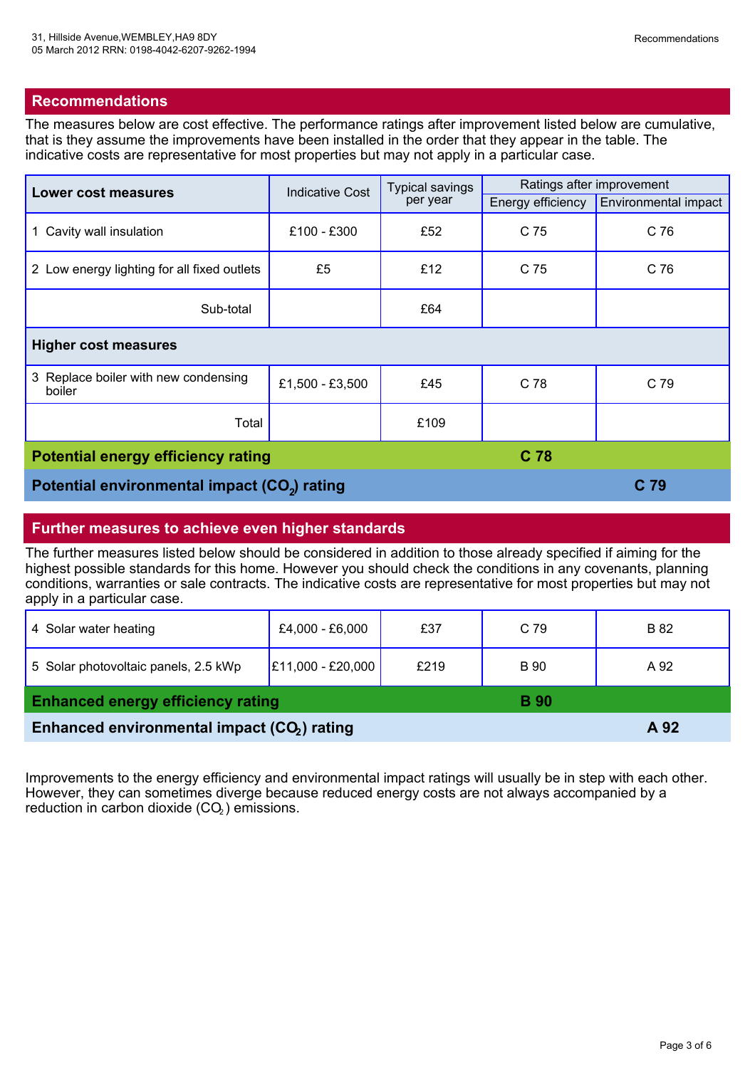## Recommendations

The measures below are cost effective. The performance ratings after improvement listed below are cumulative, that is they assume the improvements have been installed in the order that they appear in the table. The indicative costs are representative for most properties but may not apply in a particular case.

| Lower cost measures | Indicative Cost | Typical savings per year | Ratings after improvement | |
|---|---|---|---|---|
| | | | Energy efficiency | Environmental impact |
| 1 Cavity wall insulation | £100 - £300 | £52 | C 75 | C 76 |
| 2 Low energy lighting for all fixed outlets | £5 | £12 | C 75 | C 76 |
| Sub-total | | £64 | | |
| **Higher cost measures** | | | | |
| 3 Replace boiler with new condensing boiler | £1,500 - £3,500 | £45 | C 78 | C 79 |
| Total | | £109 | | |
| **Potential energy efficiency rating** | | | **C 78** | |
| **Potential environmental impact ($CO_2$) rating** | | | | **C 79** |

## Further measures to achieve even higher standards

The further measures listed below should be considered in addition to those already specified if aiming for the highest possible standards for this home. However you should check the conditions in any covenants, planning conditions, warranties or sale contracts. The indicative costs are representative for most properties but may not apply in a particular case.

| Measure | Indicative Cost | Typical savings per year | Energy efficiency | Environmental impact |
|---|---|---|---|---|
| 4 Solar water heating | £4,000 - £6,000 | £37 | C 79 | B 82 |
| 5 Solar photovoltaic panels, 2.5 kWp | £11,000 - £20,000 | £219 | B 90 | A 92 |
| **Enhanced energy efficiency rating** | | | **B 90** | |
| **Enhanced environmental impact ($CO_2$) rating** | | | | **A 92** |

Improvements to the energy efficiency and environmental impact ratings will usually be in step with each other. However, they can sometimes diverge because reduced energy costs are not always accompanied by a reduction in carbon dioxide ($CO_2$) emissions.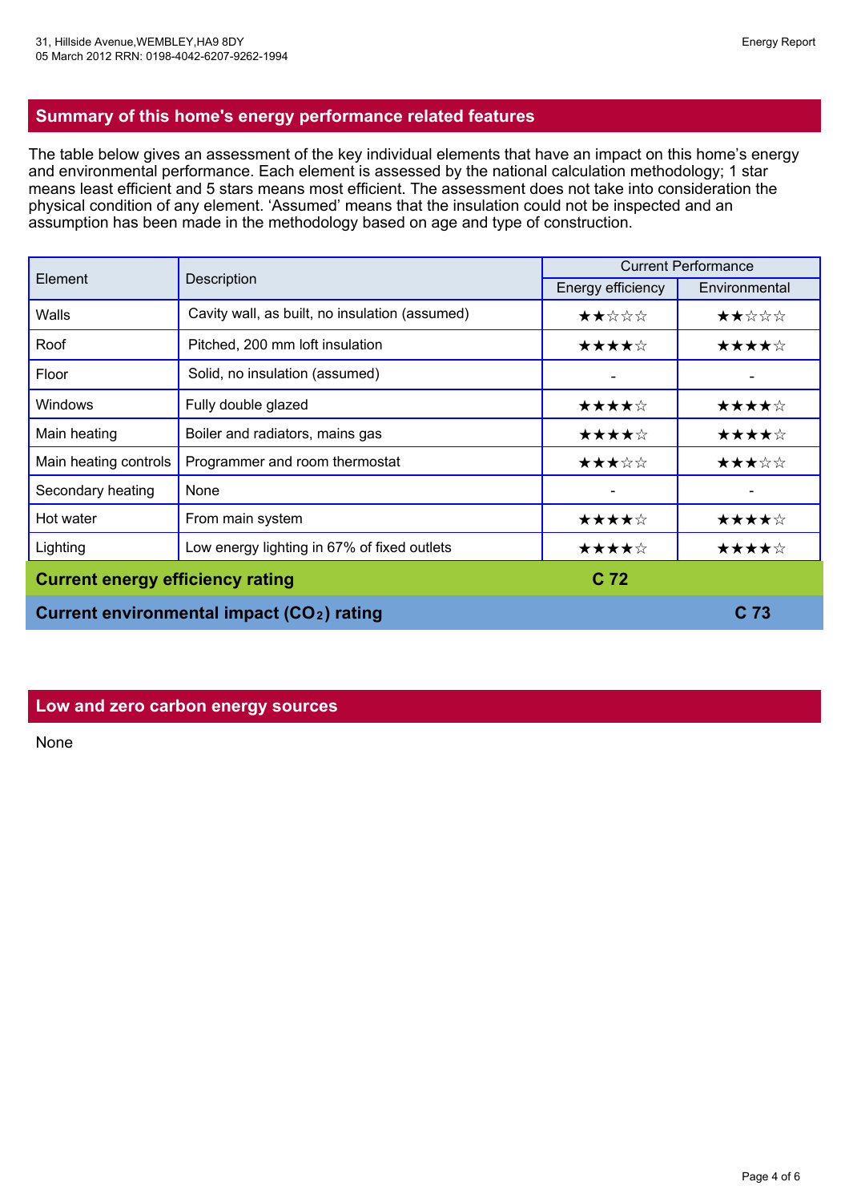## Summary of this home's energy performance related features

The table below gives an assessment of the key individual elements that have an impact on this home's energy and environmental performance. Each element is assessed by the national calculation methodology; 1 star means least efficient and 5 stars means most efficient. The assessment does not take into consideration the physical condition of any element. 'Assumed' means that the insulation could not be inspected and an assumption has been made in the methodology based on age and type of construction.

| Element | Description | Current Performance | |
|---|---|---|---|
| | | Energy efficiency | Environmental |
| Walls | Cavity wall, as built, no insulation (assumed) | ★★☆☆☆ | ★★☆☆☆ |
| Roof | Pitched, 200 mm loft insulation | ★★★★☆ | ★★★★☆ |
| Floor | Solid, no insulation (assumed) | - | - |
| Windows | Fully double glazed | ★★★★☆ | ★★★★☆ |
| Main heating | Boiler and radiators, mains gas | ★★★★☆ | ★★★★☆ |
| Main heating controls | Programmer and room thermostat | ★★★☆☆ | ★★★☆☆ |
| Secondary heating | None | - | - |
| Hot water | From main system | ★★★★☆ | ★★★★☆ |
| Lighting | Low energy lighting in 67% of fixed outlets | ★★★★☆ | ★★★★☆ |
| **Current energy efficiency rating** | | **C 72** | |
| **Current environmental impact ($CO_2$) rating** | | | **C 73** |

## Low and zero carbon energy sources

None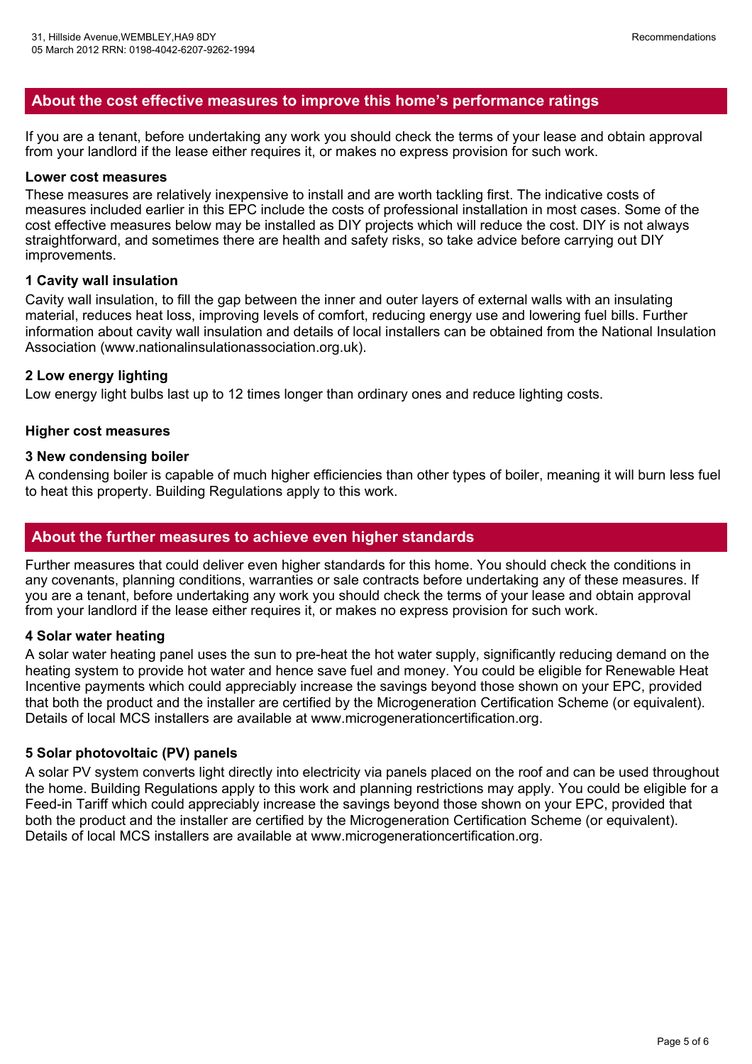## About the cost effective measures to improve this home's performance ratings

If you are a tenant, before undertaking any work you should check the terms of your lease and obtain approval from your landlord if the lease either requires it, or makes no express provision for such work.

### Lower cost measures

These measures are relatively inexpensive to install and are worth tackling first. The indicative costs of measures included earlier in this EPC include the costs of professional installation in most cases. Some of the cost effective measures below may be installed as DIY projects which will reduce the cost. DIY is not always straightforward, and sometimes there are health and safety risks, so take advice before carrying out DIY improvements.

#### 1 Cavity wall insulation

Cavity wall insulation, to fill the gap between the inner and outer layers of external walls with an insulating material, reduces heat loss, improving levels of comfort, reducing energy use and lowering fuel bills. Further information about cavity wall insulation and details of local installers can be obtained from the National Insulation Association (www.nationalinsulationassociation.org.uk).

#### 2 Low energy lighting

Low energy light bulbs last up to 12 times longer than ordinary ones and reduce lighting costs.

### Higher cost measures

#### 3 New condensing boiler

A condensing boiler is capable of much higher efficiencies than other types of boiler, meaning it will burn less fuel to heat this property. Building Regulations apply to this work.

## About the further measures to achieve even higher standards

Further measures that could deliver even higher standards for this home. You should check the conditions in any covenants, planning conditions, warranties or sale contracts before undertaking any of these measures. If you are a tenant, before undertaking any work you should check the terms of your lease and obtain approval from your landlord if the lease either requires it, or makes no express provision for such work.

#### 4 Solar water heating

A solar water heating panel uses the sun to pre-heat the hot water supply, significantly reducing demand on the heating system to provide hot water and hence save fuel and money. You could be eligible for Renewable Heat Incentive payments which could appreciably increase the savings beyond those shown on your EPC, provided that both the product and the installer are certified by the Microgeneration Certification Scheme (or equivalent). Details of local MCS installers are available at www.microgenerationcertification.org.

#### 5 Solar photovoltaic (PV) panels

A solar PV system converts light directly into electricity via panels placed on the roof and can be used throughout the home. Building Regulations apply to this work and planning restrictions may apply. You could be eligible for a Feed-in Tariff which could appreciably increase the savings beyond those shown on your EPC, provided that both the product and the installer are certified by the Microgeneration Certification Scheme (or equivalent). Details of local MCS installers are available at www.microgenerationcertification.org.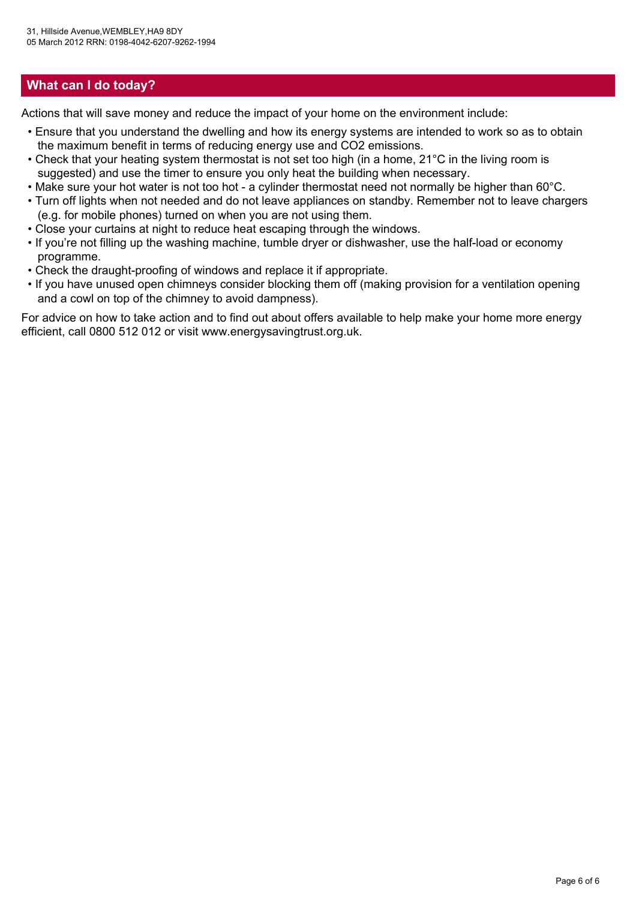## What can I do today?

Actions that will save money and reduce the impact of your home on the environment include:

- Ensure that you understand the dwelling and how its energy systems are intended to work so as to obtain the maximum benefit in terms of reducing energy use and $CO_2$ emissions.
- Check that your heating system thermostat is not set too high (in a home, 21°C in the living room is suggested) and use the timer to ensure you only heat the building when necessary.
- Make sure your hot water is not too hot - a cylinder thermostat need not normally be higher than 60°C.
- Turn off lights when not needed and do not leave appliances on standby. Remember not to leave chargers (e.g. for mobile phones) turned on when you are not using them.
- Close your curtains at night to reduce heat escaping through the windows.
- If you're not filling up the washing machine, tumble dryer or dishwasher, use the half-load or economy programme.
- Check the draught-proofing of windows and replace it if appropriate.
- If you have unused open chimneys consider blocking them off (making provision for a ventilation opening and a cowl on top of the chimney to avoid dampness).

For advice on how to take action and to find out about offers available to help make your home more energy efficient, call 0800 512 012 or visit www.energysavingtrust.org.uk.